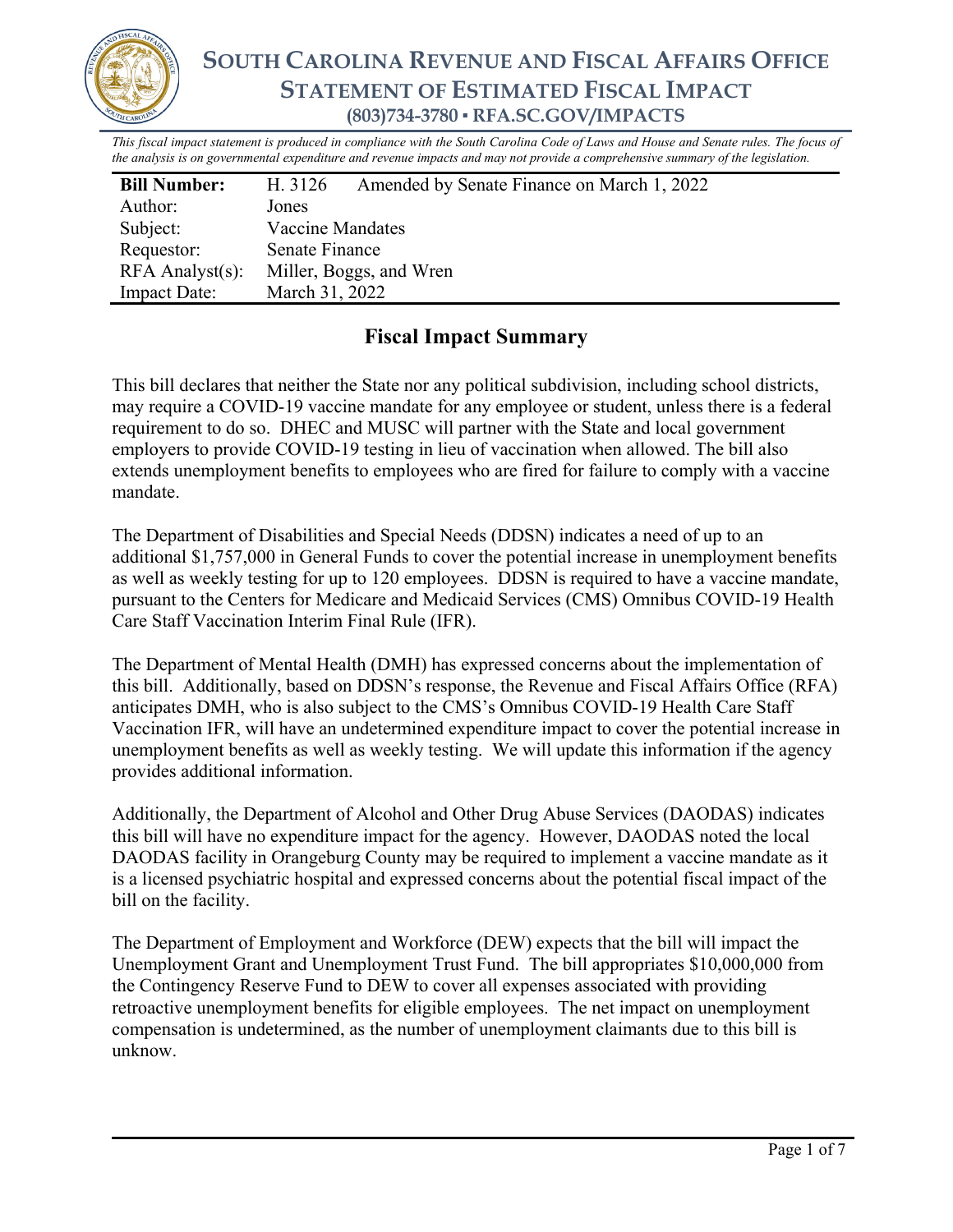# SOUTH CAROLINA REVENUE AND FISCAL AFFAIRS OFFICE
## STATEMENT OF ESTIMATED FISCAL IMPACT
### (803)734-3780 ▪ RFA.SC.GOV/IMPACTS

*This fiscal impact statement is produced in compliance with the South Carolina Code of Laws and House and Senate rules. The focus of the analysis is on governmental expenditure and revenue impacts and may not provide a comprehensive summary of the legislation.*

| **Bill Number:** | H. 3126 Amended by Senate Finance on March 1, 2022 |
|---|---|
| Author: | Jones |
| Subject: | Vaccine Mandates |
| Requestor: | Senate Finance |
| RFA Analyst(s): | Miller, Boggs, and Wren |
| Impact Date: | March 31, 2022 |

## Fiscal Impact Summary

This bill declares that neither the State nor any political subdivision, including school districts, may require a COVID-19 vaccine mandate for any employee or student, unless there is a federal requirement to do so. DHEC and MUSC will partner with the State and local government employers to provide COVID-19 testing in lieu of vaccination when allowed. The bill also extends unemployment benefits to employees who are fired for failure to comply with a vaccine mandate.

The Department of Disabilities and Special Needs (DDSN) indicates a need of up to an additional $1,757,000 in General Funds to cover the potential increase in unemployment benefits as well as weekly testing for up to 120 employees. DDSN is required to have a vaccine mandate, pursuant to the Centers for Medicare and Medicaid Services (CMS) Omnibus COVID-19 Health Care Staff Vaccination Interim Final Rule (IFR).

The Department of Mental Health (DMH) has expressed concerns about the implementation of this bill. Additionally, based on DDSN's response, the Revenue and Fiscal Affairs Office (RFA) anticipates DMH, who is also subject to the CMS's Omnibus COVID-19 Health Care Staff Vaccination IFR, will have an undetermined expenditure impact to cover the potential increase in unemployment benefits as well as weekly testing. We will update this information if the agency provides additional information.

Additionally, the Department of Alcohol and Other Drug Abuse Services (DAODAS) indicates this bill will have no expenditure impact for the agency. However, DAODAS noted the local DAODAS facility in Orangeburg County may be required to implement a vaccine mandate as it is a licensed psychiatric hospital and expressed concerns about the potential fiscal impact of the bill on the facility.

The Department of Employment and Workforce (DEW) expects that the bill will impact the Unemployment Grant and Unemployment Trust Fund. The bill appropriates $10,000,000 from the Contingency Reserve Fund to DEW to cover all expenses associated with providing retroactive unemployment benefits for eligible employees. The net impact on unemployment compensation is undetermined, as the number of unemployment claimants due to this bill is unknow.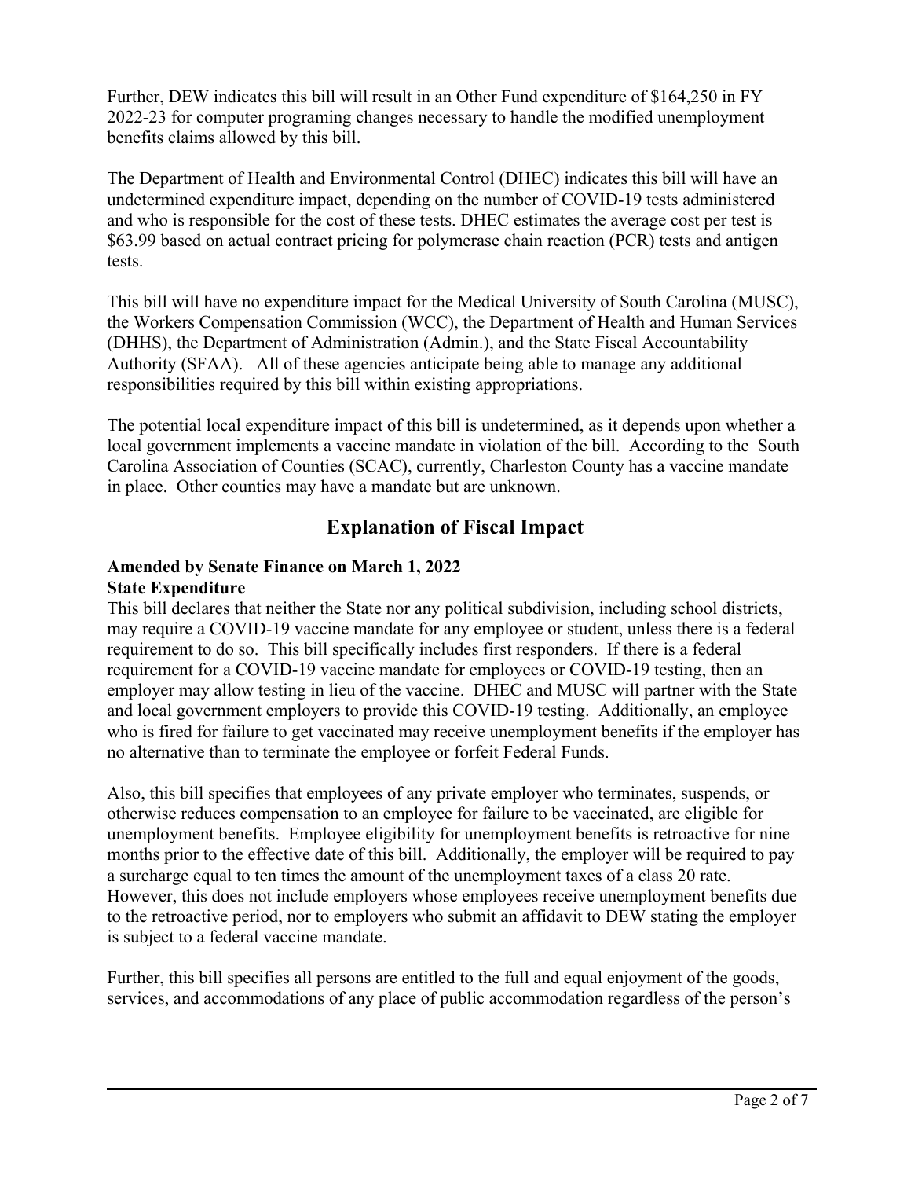Further, DEW indicates this bill will result in an Other Fund expenditure of $164,250 in FY 2022-23 for computer programing changes necessary to handle the modified unemployment benefits claims allowed by this bill.

The Department of Health and Environmental Control (DHEC) indicates this bill will have an undetermined expenditure impact, depending on the number of COVID-19 tests administered and who is responsible for the cost of these tests. DHEC estimates the average cost per test is $63.99 based on actual contract pricing for polymerase chain reaction (PCR) tests and antigen tests.

This bill will have no expenditure impact for the Medical University of South Carolina (MUSC), the Workers Compensation Commission (WCC), the Department of Health and Human Services (DHHS), the Department of Administration (Admin.), and the State Fiscal Accountability Authority (SFAA). All of these agencies anticipate being able to manage any additional responsibilities required by this bill within existing appropriations.

The potential local expenditure impact of this bill is undetermined, as it depends upon whether a local government implements a vaccine mandate in violation of the bill. According to the South Carolina Association of Counties (SCAC), currently, Charleston County has a vaccine mandate in place. Other counties may have a mandate but are unknown.

## Explanation of Fiscal Impact

**Amended by Senate Finance on March 1, 2022**
**State Expenditure**

This bill declares that neither the State nor any political subdivision, including school districts, may require a COVID-19 vaccine mandate for any employee or student, unless there is a federal requirement to do so. This bill specifically includes first responders. If there is a federal requirement for a COVID-19 vaccine mandate for employees or COVID-19 testing, then an employer may allow testing in lieu of the vaccine. DHEC and MUSC will partner with the State and local government employers to provide this COVID-19 testing. Additionally, an employee who is fired for failure to get vaccinated may receive unemployment benefits if the employer has no alternative than to terminate the employee or forfeit Federal Funds.

Also, this bill specifies that employees of any private employer who terminates, suspends, or otherwise reduces compensation to an employee for failure to be vaccinated, are eligible for unemployment benefits. Employee eligibility for unemployment benefits is retroactive for nine months prior to the effective date of this bill. Additionally, the employer will be required to pay a surcharge equal to ten times the amount of the unemployment taxes of a class 20 rate. However, this does not include employers whose employees receive unemployment benefits due to the retroactive period, nor to employers who submit an affidavit to DEW stating the employer is subject to a federal vaccine mandate.

Further, this bill specifies all persons are entitled to the full and equal enjoyment of the goods, services, and accommodations of any place of public accommodation regardless of the person's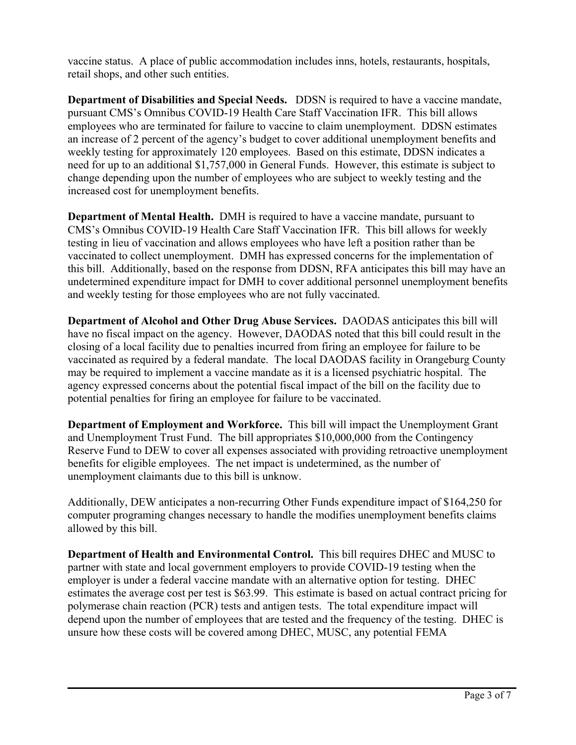vaccine status. A place of public accommodation includes inns, hotels, restaurants, hospitals, retail shops, and other such entities.

**Department of Disabilities and Special Needs.** DDSN is required to have a vaccine mandate, pursuant CMS's Omnibus COVID-19 Health Care Staff Vaccination IFR. This bill allows employees who are terminated for failure to vaccine to claim unemployment. DDSN estimates an increase of 2 percent of the agency's budget to cover additional unemployment benefits and weekly testing for approximately 120 employees. Based on this estimate, DDSN indicates a need for up to an additional $1,757,000 in General Funds. However, this estimate is subject to change depending upon the number of employees who are subject to weekly testing and the increased cost for unemployment benefits.

**Department of Mental Health.** DMH is required to have a vaccine mandate, pursuant to CMS's Omnibus COVID-19 Health Care Staff Vaccination IFR. This bill allows for weekly testing in lieu of vaccination and allows employees who have left a position rather than be vaccinated to collect unemployment. DMH has expressed concerns for the implementation of this bill. Additionally, based on the response from DDSN, RFA anticipates this bill may have an undetermined expenditure impact for DMH to cover additional personnel unemployment benefits and weekly testing for those employees who are not fully vaccinated.

**Department of Alcohol and Other Drug Abuse Services.** DAODAS anticipates this bill will have no fiscal impact on the agency. However, DAODAS noted that this bill could result in the closing of a local facility due to penalties incurred from firing an employee for failure to be vaccinated as required by a federal mandate. The local DAODAS facility in Orangeburg County may be required to implement a vaccine mandate as it is a licensed psychiatric hospital. The agency expressed concerns about the potential fiscal impact of the bill on the facility due to potential penalties for firing an employee for failure to be vaccinated.

**Department of Employment and Workforce.** This bill will impact the Unemployment Grant and Unemployment Trust Fund. The bill appropriates $10,000,000 from the Contingency Reserve Fund to DEW to cover all expenses associated with providing retroactive unemployment benefits for eligible employees. The net impact is undetermined, as the number of unemployment claimants due to this bill is unknow.

Additionally, DEW anticipates a non-recurring Other Funds expenditure impact of $164,250 for computer programing changes necessary to handle the modifies unemployment benefits claims allowed by this bill.

**Department of Health and Environmental Control.** This bill requires DHEC and MUSC to partner with state and local government employers to provide COVID-19 testing when the employer is under a federal vaccine mandate with an alternative option for testing. DHEC estimates the average cost per test is $63.99. This estimate is based on actual contract pricing for polymerase chain reaction (PCR) tests and antigen tests. The total expenditure impact will depend upon the number of employees that are tested and the frequency of the testing. DHEC is unsure how these costs will be covered among DHEC, MUSC, any potential FEMA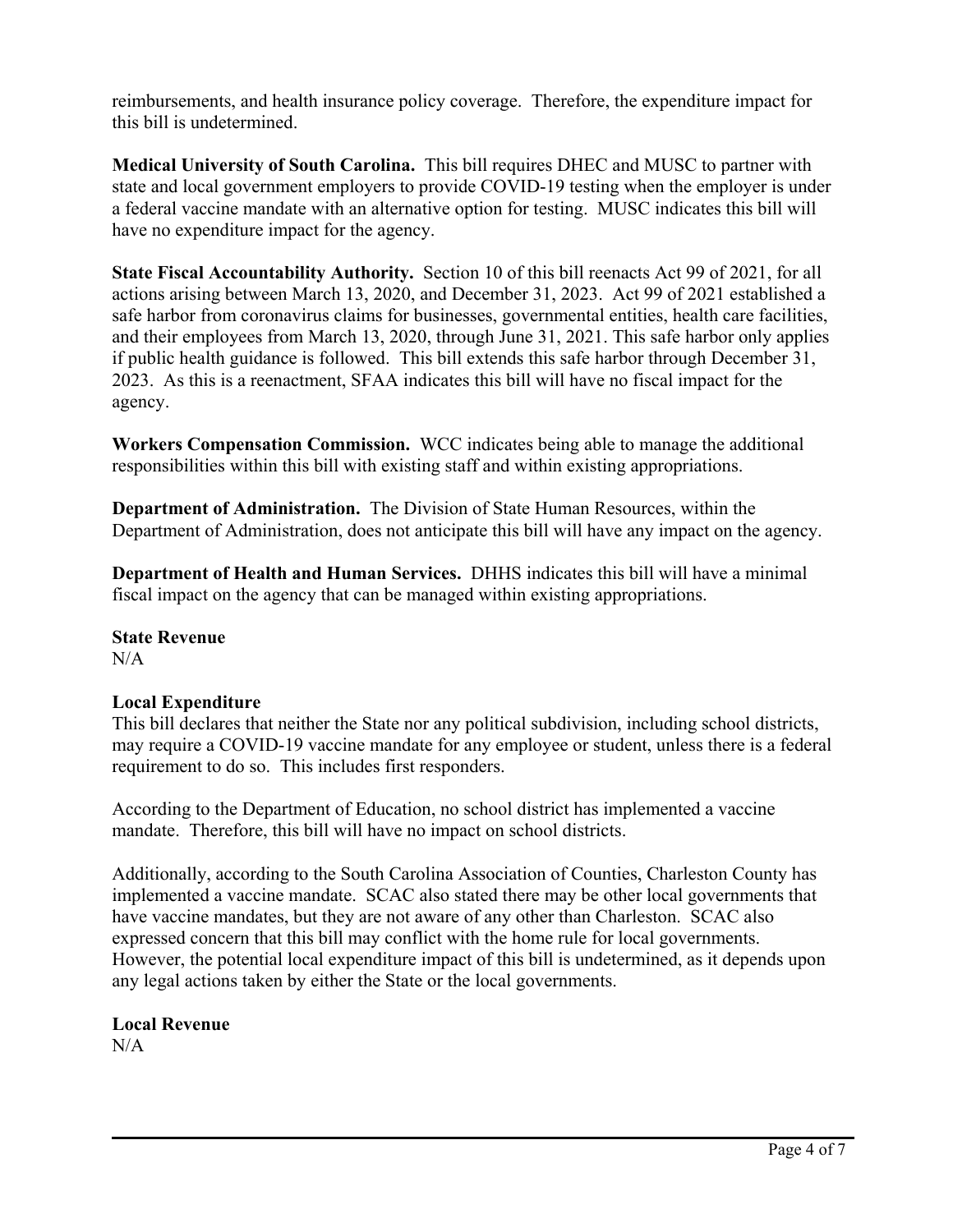reimbursements, and health insurance policy coverage. Therefore, the expenditure impact for this bill is undetermined.

**Medical University of South Carolina.** This bill requires DHEC and MUSC to partner with state and local government employers to provide COVID-19 testing when the employer is under a federal vaccine mandate with an alternative option for testing. MUSC indicates this bill will have no expenditure impact for the agency.

**State Fiscal Accountability Authority.** Section 10 of this bill reenacts Act 99 of 2021, for all actions arising between March 13, 2020, and December 31, 2023. Act 99 of 2021 established a safe harbor from coronavirus claims for businesses, governmental entities, health care facilities, and their employees from March 13, 2020, through June 31, 2021. This safe harbor only applies if public health guidance is followed. This bill extends this safe harbor through December 31, 2023. As this is a reenactment, SFAA indicates this bill will have no fiscal impact for the agency.

**Workers Compensation Commission.** WCC indicates being able to manage the additional responsibilities within this bill with existing staff and within existing appropriations.

**Department of Administration.** The Division of State Human Resources, within the Department of Administration, does not anticipate this bill will have any impact on the agency.

**Department of Health and Human Services.** DHHS indicates this bill will have a minimal fiscal impact on the agency that can be managed within existing appropriations.

**State Revenue**

N/A

**Local Expenditure**

This bill declares that neither the State nor any political subdivision, including school districts, may require a COVID-19 vaccine mandate for any employee or student, unless there is a federal requirement to do so. This includes first responders.

According to the Department of Education, no school district has implemented a vaccine mandate. Therefore, this bill will have no impact on school districts.

Additionally, according to the South Carolina Association of Counties, Charleston County has implemented a vaccine mandate. SCAC also stated there may be other local governments that have vaccine mandates, but they are not aware of any other than Charleston. SCAC also expressed concern that this bill may conflict with the home rule for local governments. However, the potential local expenditure impact of this bill is undetermined, as it depends upon any legal actions taken by either the State or the local governments.

**Local Revenue**

N/A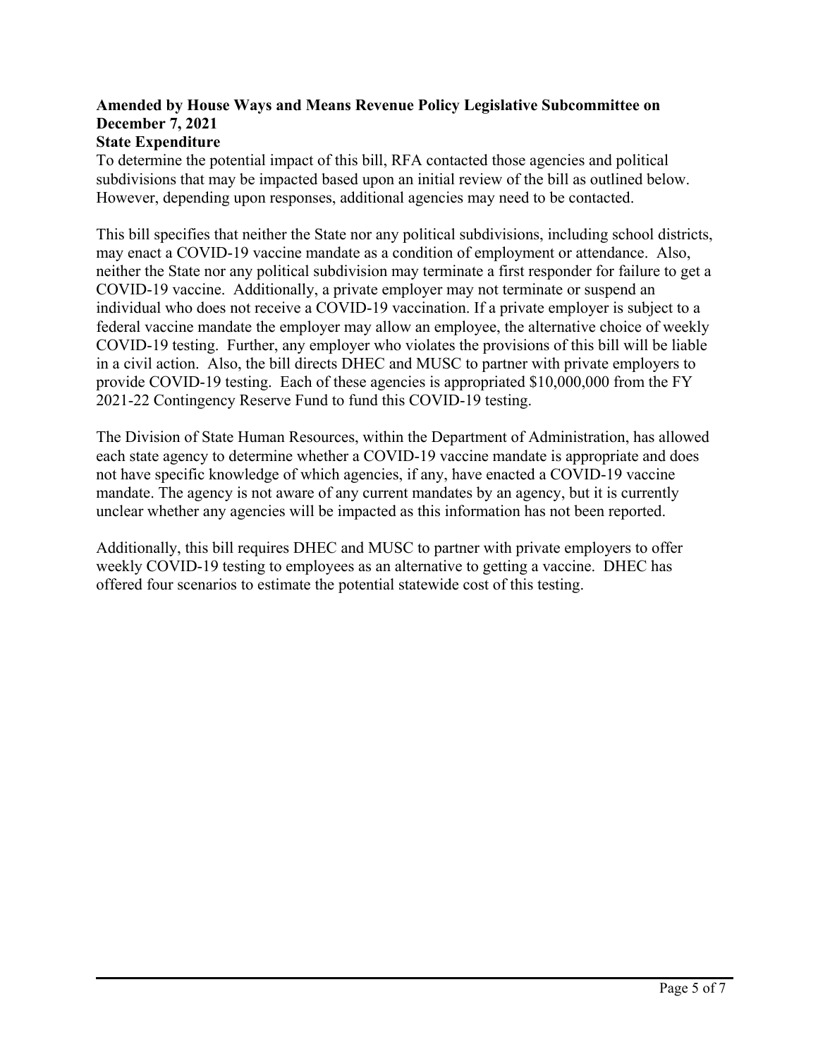**Amended by House Ways and Means Revenue Policy Legislative Subcommittee on December 7, 2021**

**State Expenditure**

To determine the potential impact of this bill, RFA contacted those agencies and political subdivisions that may be impacted based upon an initial review of the bill as outlined below. However, depending upon responses, additional agencies may need to be contacted.

This bill specifies that neither the State nor any political subdivisions, including school districts, may enact a COVID-19 vaccine mandate as a condition of employment or attendance. Also, neither the State nor any political subdivision may terminate a first responder for failure to get a COVID-19 vaccine. Additionally, a private employer may not terminate or suspend an individual who does not receive a COVID-19 vaccination. If a private employer is subject to a federal vaccine mandate the employer may allow an employee, the alternative choice of weekly COVID-19 testing. Further, any employer who violates the provisions of this bill will be liable in a civil action. Also, the bill directs DHEC and MUSC to partner with private employers to provide COVID-19 testing. Each of these agencies is appropriated $10,000,000 from the FY 2021-22 Contingency Reserve Fund to fund this COVID-19 testing.

The Division of State Human Resources, within the Department of Administration, has allowed each state agency to determine whether a COVID-19 vaccine mandate is appropriate and does not have specific knowledge of which agencies, if any, have enacted a COVID-19 vaccine mandate. The agency is not aware of any current mandates by an agency, but it is currently unclear whether any agencies will be impacted as this information has not been reported.

Additionally, this bill requires DHEC and MUSC to partner with private employers to offer weekly COVID-19 testing to employees as an alternative to getting a vaccine. DHEC has offered four scenarios to estimate the potential statewide cost of this testing.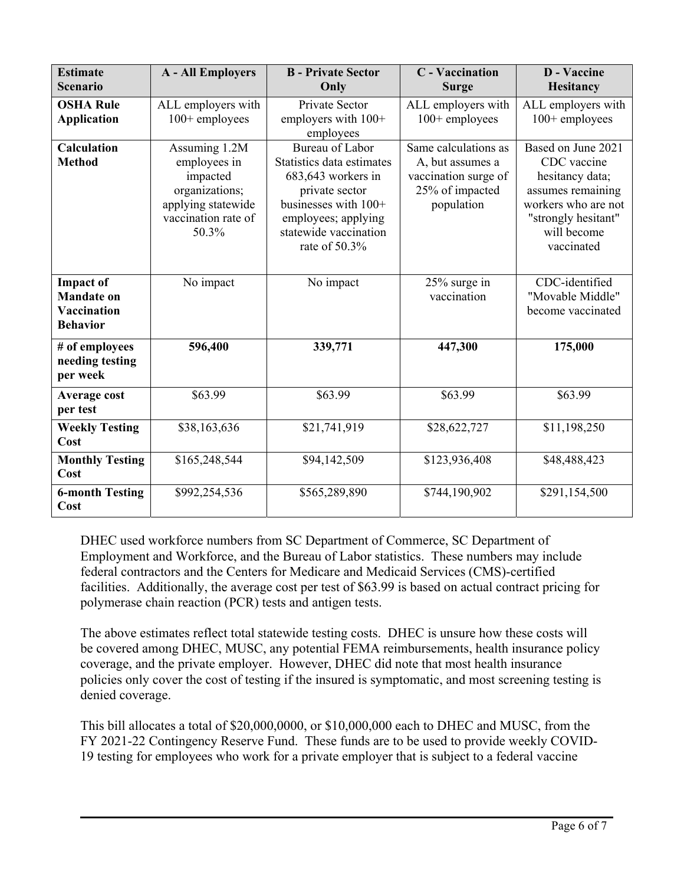| Estimate Scenario | A - All Employers | B - Private Sector Only | C - Vaccination Surge | D - Vaccine Hesitancy |
| --- | --- | --- | --- | --- |
| **OSHA Rule Application** | ALL employers with 100+ employees | Private Sector employers with 100+ employees | ALL employers with 100+ employees | ALL employers with 100+ employees |
| **Calculation Method** | Assuming 1.2M employees in impacted organizations; applying statewide vaccination rate of 50.3% | Bureau of Labor Statistics data estimates 683,643 workers in private sector businesses with 100+ employees; applying statewide vaccination rate of 50.3% | Same calculations as A, but assumes a vaccination surge of 25% of impacted population | Based on June 2021 CDC vaccine hesitancy data; assumes remaining workers who are not "strongly hesitant" will become vaccinated |
| **Impact of Mandate on Vaccination Behavior** | No impact | No impact | 25% surge in vaccination | CDC-identified "Movable Middle" become vaccinated |
| **# of employees needing testing per week** | **596,400** | **339,771** | **447,300** | **175,000** |
| **Average cost per test** | $63.99 | $63.99 | $63.99 | $63.99 |
| **Weekly Testing Cost** | $38,163,636 | $21,741,919 | $28,622,727 | $11,198,250 |
| **Monthly Testing Cost** | $165,248,544 | $94,142,509 | $123,936,408 | $48,488,423 |
| **6-month Testing Cost** | $992,254,536 | $565,289,890 | $744,190,902 | $291,154,500 |

DHEC used workforce numbers from SC Department of Commerce, SC Department of Employment and Workforce, and the Bureau of Labor statistics. These numbers may include federal contractors and the Centers for Medicare and Medicaid Services (CMS)-certified facilities. Additionally, the average cost per test of $63.99 is based on actual contract pricing for polymerase chain reaction (PCR) tests and antigen tests.

The above estimates reflect total statewide testing costs. DHEC is unsure how these costs will be covered among DHEC, MUSC, any potential FEMA reimbursements, health insurance policy coverage, and the private employer. However, DHEC did note that most health insurance policies only cover the cost of testing if the insured is symptomatic, and most screening testing is denied coverage.

This bill allocates a total of $20,000,0000, or $10,000,000 each to DHEC and MUSC, from the FY 2021-22 Contingency Reserve Fund. These funds are to be used to provide weekly COVID-19 testing for employees who work for a private employer that is subject to a federal vaccine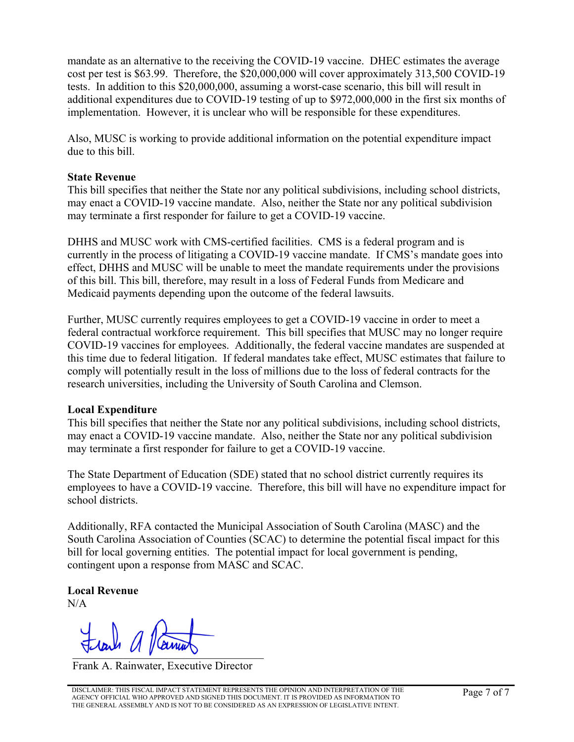mandate as an alternative to the receiving the COVID-19 vaccine. DHEC estimates the average cost per test is $63.99. Therefore, the $20,000,000 will cover approximately 313,500 COVID-19 tests. In addition to this $20,000,000, assuming a worst-case scenario, this bill will result in additional expenditures due to COVID-19 testing of up to $972,000,000 in the first six months of implementation. However, it is unclear who will be responsible for these expenditures.

Also, MUSC is working to provide additional information on the potential expenditure impact due to this bill.

**State Revenue**

This bill specifies that neither the State nor any political subdivisions, including school districts, may enact a COVID-19 vaccine mandate. Also, neither the State nor any political subdivision may terminate a first responder for failure to get a COVID-19 vaccine.

DHHS and MUSC work with CMS-certified facilities. CMS is a federal program and is currently in the process of litigating a COVID-19 vaccine mandate. If CMS's mandate goes into effect, DHHS and MUSC will be unable to meet the mandate requirements under the provisions of this bill. This bill, therefore, may result in a loss of Federal Funds from Medicare and Medicaid payments depending upon the outcome of the federal lawsuits.

Further, MUSC currently requires employees to get a COVID-19 vaccine in order to meet a federal contractual workforce requirement. This bill specifies that MUSC may no longer require COVID-19 vaccines for employees. Additionally, the federal vaccine mandates are suspended at this time due to federal litigation. If federal mandates take effect, MUSC estimates that failure to comply will potentially result in the loss of millions due to the loss of federal contracts for the research universities, including the University of South Carolina and Clemson.

**Local Expenditure**

This bill specifies that neither the State nor any political subdivisions, including school districts, may enact a COVID-19 vaccine mandate. Also, neither the State nor any political subdivision may terminate a first responder for failure to get a COVID-19 vaccine.

The State Department of Education (SDE) stated that no school district currently requires its employees to have a COVID-19 vaccine. Therefore, this bill will have no expenditure impact for school districts.

Additionally, RFA contacted the Municipal Association of South Carolina (MASC) and the South Carolina Association of Counties (SCAC) to determine the potential fiscal impact for this bill for local governing entities. The potential impact for local government is pending, contingent upon a response from MASC and SCAC.

**Local Revenue**

N/A

Frank A. Rainwater, Executive Director

DISCLAIMER: THIS FISCAL IMPACT STATEMENT REPRESENTS THE OPINION AND INTERPRETATION OF THE AGENCY OFFICIAL WHO APPROVED AND SIGNED THIS DOCUMENT. IT IS PROVIDED AS INFORMATION TO THE GENERAL ASSEMBLY AND IS NOT TO BE CONSIDERED AS AN EXPRESSION OF LEGISLATIVE INTENT.